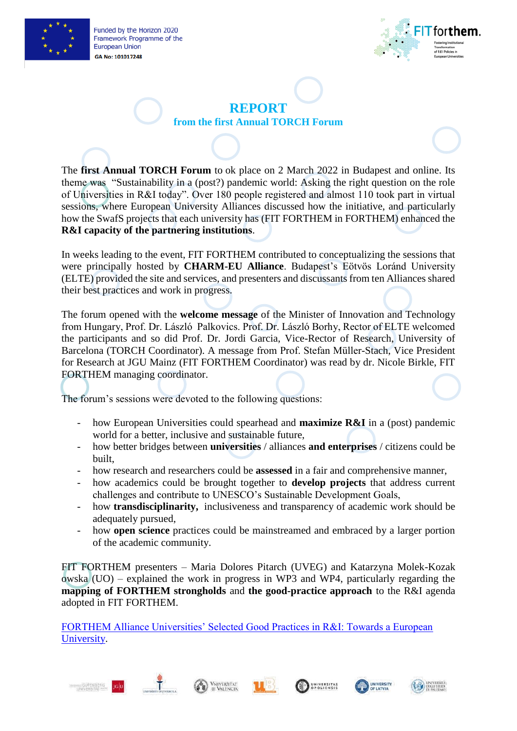# REPORT

## from the first Annual TORCH Forum

The **first Annual TORCH Forum** took place on 2 March 2022 in Budapest and online. Its theme was "Sustainability in a (post?) pandemic world: Asking the right question on the role of Universities in R&I today". Over 180 people registered and almost 110 took part in virtual sessions, where European University Alliances discussed how the initiative, and particularly how the SwafS projects that each university has (FIT FORTHEM in FORTHEM) enhanced the **R&I capacity of the partnering institutions**.

In weeks leading to the event, FIT FORTHEM contributed to conceptualizing the sessions that were principally hosted by **CHARM-EU Alliance**. Budapest's Eötvös Loránd University (ELTE) provided the site and services, and presenters and discussants from ten Alliances shared their best practices and work in progress.

The forum opened with the **welcome message** of the Minister of Innovation and Technology from Hungary, Prof. Dr. László Palkovics. Prof. Dr. László Borhy, Rector of ELTE welcomed the participants and so did Prof. Dr. Jordi Garcia, Vice-Rector of Research, University of Barcelona (TORCH Coordinator). A message from Prof. Stefan Müller-Stach, Vice President for Research at JGU Mainz (FIT FORTHEM Coordinator) was read by dr. Nicole Birkle, FIT FORTHEM managing coordinator.

The forum's sessions were devoted to the following questions:

- how European Universities could spearhead and **maximize R&I** in a (post) pandemic world for a better, inclusive and sustainable future,
- how better bridges between **universities** / alliances **and enterprises** / citizens could be built,
- how research and researchers could be **assessed** in a fair and comprehensive manner,
- how academics could be brought together to **develop projects** that address current challenges and contribute to UNESCO's Sustainable Development Goals,
- how **transdisciplinarity,** inclusiveness and transparency of academic work should be adequately pursued,
- how **open science** practices could be mainstreamed and embraced by a larger portion of the academic community.

FIT FORTHEM presenters – Maria Dolores Pitarch (UVEG) and Katarzyna Molek-Kozakowska (UO) – explained the work in progress in WP3 and WP4, particularly regarding the **mapping of FORTHEM strongholds** and **the good-practice approach** to the R&I agenda adopted in FIT FORTHEM.

[FORTHEM Alliance Universities' Selected Good Practices in R&I: Towards a European University](#).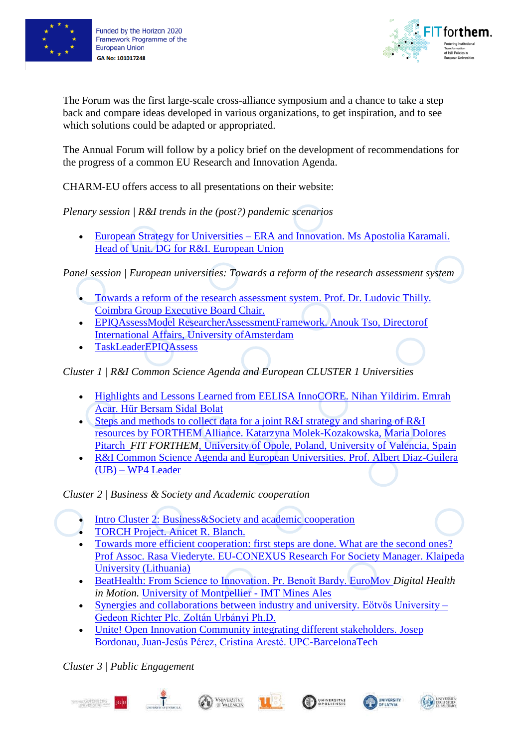The Forum was the first large-scale cross-alliance symposium and a chance to take a step back and compare ideas developed in various organizations, to get inspiration, and to see which solutions could be adapted or appropriated.

The Annual Forum will follow by a policy brief on the development of recommendations for the progress of a common EU Research and Innovation Agenda.

CHARM-EU offers access to all presentations on their website:

*Plenary session | R&I trends in the (post?) pandemic scenarios*

- European Strategy for Universities – ERA and Innovation. Ms Apostolia Karamali. Head of Unit. DG for R&I. European Union

*Panel session | European universities: Towards a reform of the research assessment system*

- Towards a reform of the research assessment system. Prof. Dr. Ludovic Thilly. Coimbra Group Executive Board Chair.
- EPIQAssessModel ResearcherAssessmentFramework. Anouk Tso, Directorof International Affairs, University ofAmsterdam
- TaskLeaderEPIQAssess

*Cluster 1 | R&I Common Science Agenda and European CLUSTER 1 Universities*

- Highlights and Lessons Learned from EELISA InnoCORE. Nihan Yildirim. Emrah Acar. Hür Bersam Sidal Bolat
- Steps and methods to collect data for a joint R&I strategy and sharing of R&I resources by FORTHEM Alliance. Katarzyna Molek-Kozakowska, Maria Dolores Pitarch *FIT FORTHEM*, University of Opole, Poland, University of Valencia, Spain
- R&I Common Science Agenda and European Universities. Prof. Albert Diaz-Guilera (UB) – WP4 Leader

*Cluster 2 | Business & Society and Academic cooperation*

- Intro Cluster 2: Business&Society and academic cooperation
- TORCH Project. Anicet R. Blanch.
- Towards more efficient cooperation: first steps are done. What are the second ones? Prof Assoc. Rasa Viederyte. EU-CONEXUS Research For Society Manager. Klaipeda University (Lithuania)
- BeatHealth: From Science to Innovation. Pr. Benoît Bardy. EuroMov *Digital Health in Motion.* University of Montpellier - IMT Mines Ales
- Synergies and collaborations between industry and university. Eötvös University – Gedeon Richter Plc. Zoltán Urbányi Ph.D.
- Unite! Open Innovation Community integrating different stakeholders. Josep Bordonau, Juan-Jesús Pérez, Cristina Aresté. UPC-BarcelonaTech

*Cluster 3 | Public Engagement*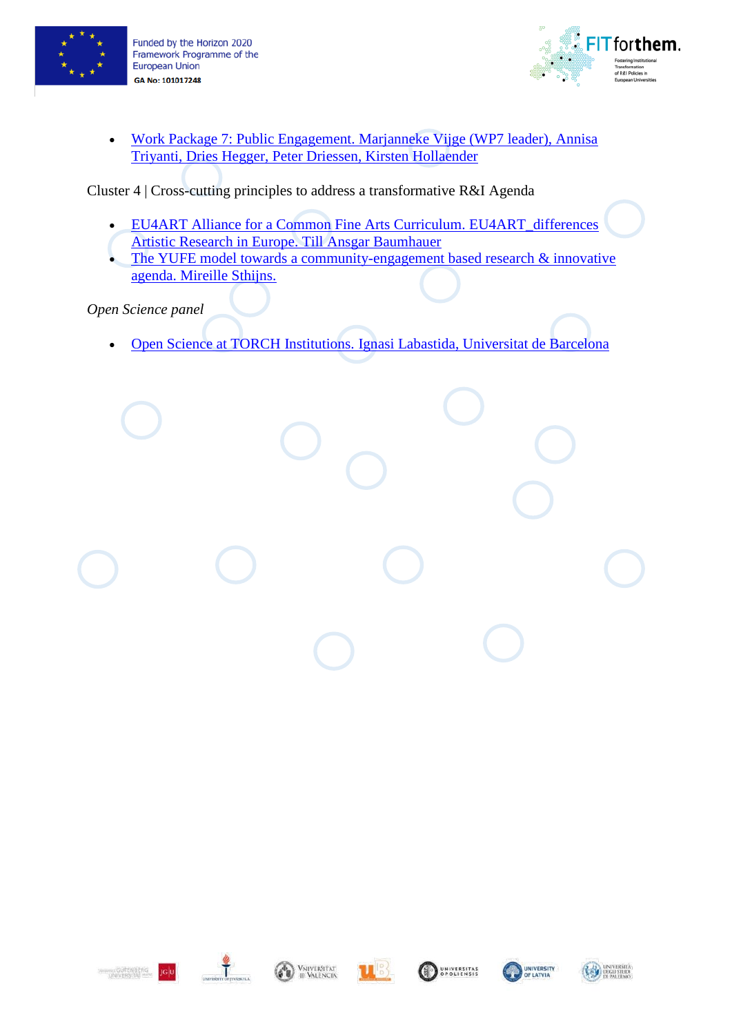- Work Package 7: Public Engagement. Marjanneke Vijge (WP7 leader), Annisa Triyanti, Dries Hegger, Peter Driessen, Kirsten Hollaender

Cluster 4 | Cross-cutting principles to address a transformative R&I Agenda

- EU4ART Alliance for a Common Fine Arts Curriculum. EU4ART_differences Artistic Research in Europe. Till Ansgar Baumhauer
- The YUFE model towards a community-engagement based research & innovative agenda. Mireille Sthijns.

*Open Science panel*

- Open Science at TORCH Institutions. Ignasi Labastida, Universitat de Barcelona